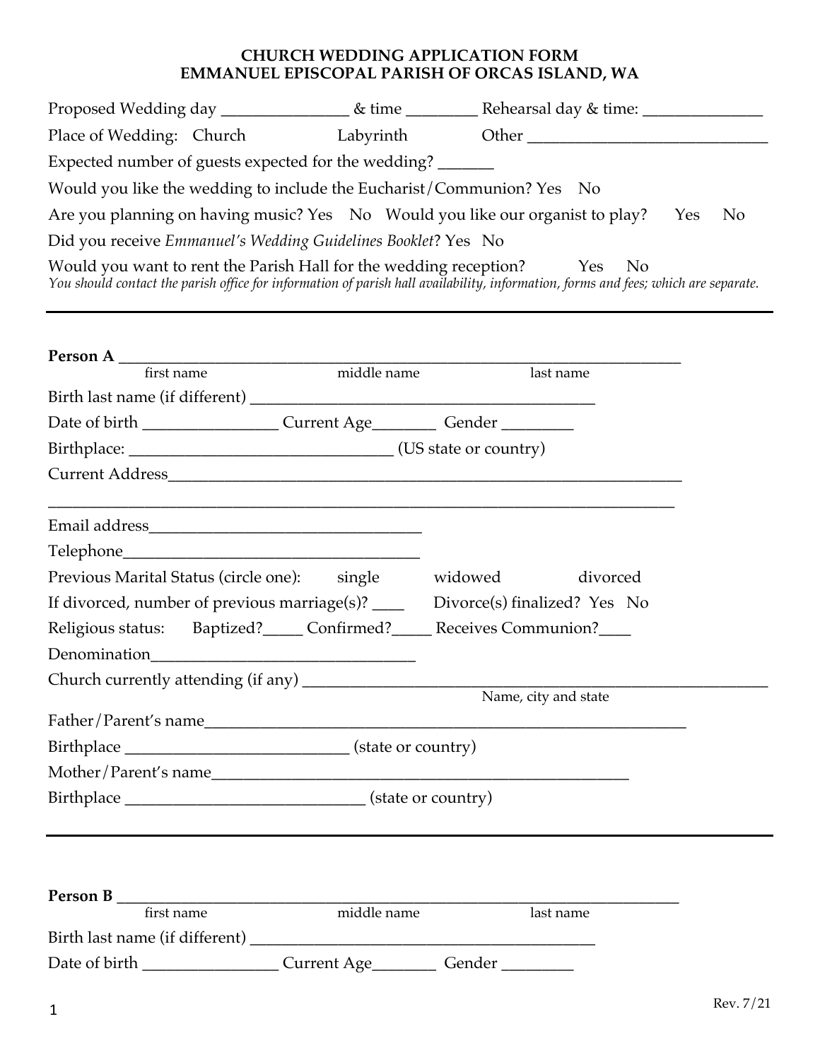# CHURCH WEDDING APPLICATION FORM
# EMMANUEL EPISCOPAL PARISH OF ORCAS ISLAND, WA

Proposed Wedding day _______________ & time ________ Rehearsal day & time: ______________

Place of Wedding: Church Labyrinth Other ____________________________

Expected number of guests expected for the wedding? ______

Would you like the wedding to include the Eucharist/Communion? Yes No

Are you planning on having music? Yes No Would you like our organist to play? Yes No

Did you receive *Emmanuel's Wedding Guidelines Booklet*? Yes No

Would you want to rent the Parish Hall for the wedding reception? Yes No

*You should contact the parish office for information of parish hall availability, information, forms and fees; which are separate.*

---

**Person A** ____________________________________________________________________

first name middle name last name

Birth last name (if different) ________________________________________

Date of birth ________________ Current Age________ Gender ________

Birthplace: ________________________________ (US state or country)

Current Address______________________________________________________________

___________________________________________________________________________

Email address_________________________________

Telephone___________________________________

Previous Marital Status (circle one): single widowed divorced

If divorced, number of previous marriage(s)? ____ Divorce(s) finalized? Yes No

Religious status: Baptized?_____ Confirmed?_____ Receives Communion?____

Denomination_______________________________

Church currently attending (if any) ______________________________________________

Name, city and state

Father/Parent's name_________________________________________________________

Birthplace __________________________ (state or country)

Mother/Parent's name_________________________________________________

Birthplace ____________________________ (state or country)

---

**Person B** ____________________________________________________________________

first name middle name last name

Birth last name (if different) ________________________________________

Date of birth ________________ Current Age________ Gender ________

Rev. 7/21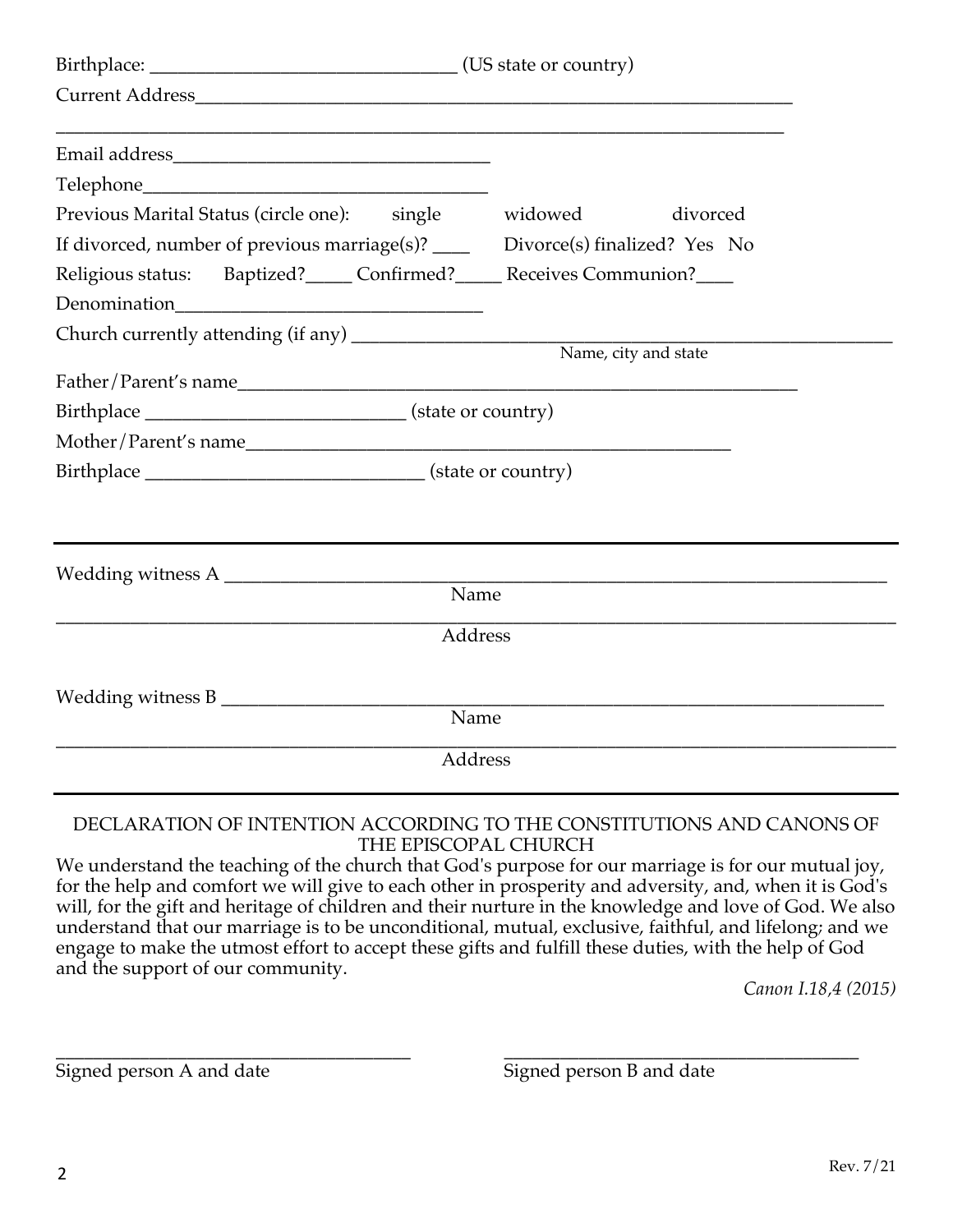Birthplace: ________________________________ (US state or country)

Current Address_________________________________________________________________

_______________________________________________________________________________

Email address__________________________________

Telephone_____________________________________

Previous Marital Status (circle one): single widowed divorced

If divorced, number of previous marriage(s)? ____ Divorce(s) finalized? Yes No

Religious status: Baptized?_____ Confirmed?_____ Receives Communion?____

Denomination_______________________________

Church currently attending (if any) ____________________________________________________________
Name, city and state

Father/Parent's name_________________________________________________________

Birthplace ___________________________ (state or country)

Mother/Parent's name_________________________________________________

Birthplace ______________________________ (state or country)

---

Wedding witness A ___________________________________________________________________
Name

_______________________________________________________________________________
Address

Wedding witness B ___________________________________________________________________
Name

_______________________________________________________________________________
Address

---

DECLARATION OF INTENTION ACCORDING TO THE CONSTITUTIONS AND CANONS OF THE EPISCOPAL CHURCH

We understand the teaching of the church that God's purpose for our marriage is for our mutual joy, for the help and comfort we will give to each other in prosperity and adversity, and, when it is God's will, for the gift and heritage of children and their nurture in the knowledge and love of God. We also understand that our marriage is to be unconditional, mutual, exclusive, faithful, and lifelong; and we engage to make the utmost effort to accept these gifts and fulfill these duties, with the help of God and the support of our community.

*Canon I.18,4 (2015)*

_______________________________________ _______________________________________
Signed person A and date Signed person B and date

Rev. 7/21